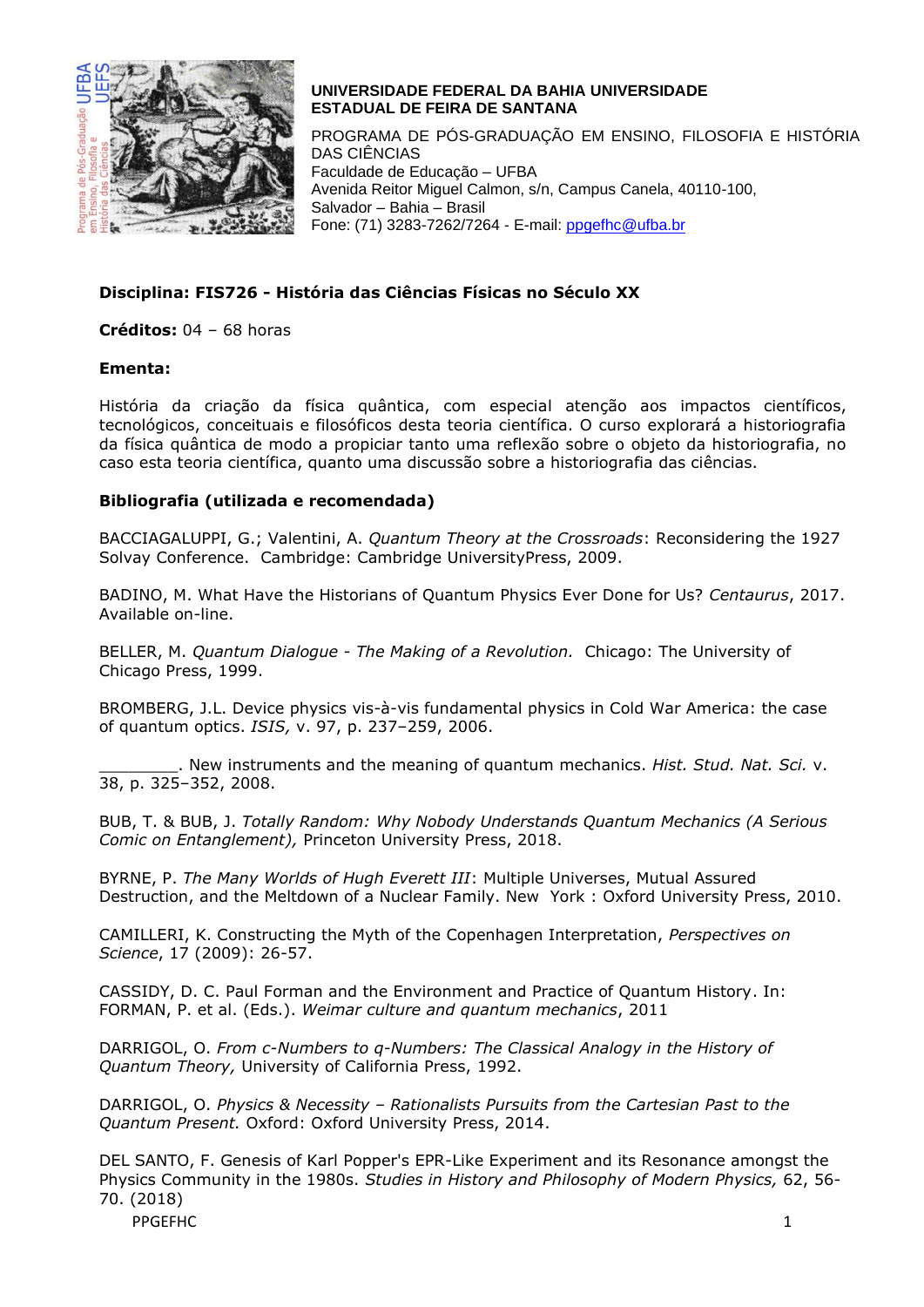**UNIVERSIDADE FEDERAL DA BAHIA UNIVERSIDADE ESTADUAL DE FEIRA DE SANTANA**

PROGRAMA DE PÓS-GRADUAÇÃO EM ENSINO, FILOSOFIA E HISTÓRIA DAS CIÊNCIAS
Faculdade de Educação – UFBA
Avenida Reitor Miguel Calmon, s/n, Campus Canela, 40110-100,
Salvador – Bahia – Brasil
Fone: (71) 3283-7262/7264 - E-mail: ppgefhc@ufba.br

**Disciplina: FIS726 - História das Ciências Físicas no Século XX**

**Créditos:** 04 – 68 horas

**Ementa:**

História da criação da física quântica, com especial atenção aos impactos científicos, tecnológicos, conceituais e filosóficos desta teoria científica. O curso explorará a historiografia da física quântica de modo a propiciar tanto uma reflexão sobre o objeto da historiografia, no caso esta teoria científica, quanto uma discussão sobre a historiografia das ciências.

**Bibliografia (utilizada e recomendada)**

BACCIAGALUPPI, G.; Valentini, A. *Quantum Theory at the Crossroads*: Reconsidering the 1927 Solvay Conference. Cambridge: Cambridge UniversityPress, 2009.

BADINO, M. What Have the Historians of Quantum Physics Ever Done for Us? *Centaurus*, 2017. Available on-line.

BELLER, M. *Quantum Dialogue - The Making of a Revolution.* Chicago: The University of Chicago Press, 1999.

BROMBERG, J.L. Device physics vis-à-vis fundamental physics in Cold War America: the case of quantum optics. *ISIS,* v. 97, p. 237–259, 2006.

________. New instruments and the meaning of quantum mechanics. *Hist. Stud. Nat. Sci.* v. 38, p. 325–352, 2008.

BUB, T. & BUB, J. *Totally Random: Why Nobody Understands Quantum Mechanics (A Serious Comic on Entanglement),* Princeton University Press, 2018.

BYRNE, P. *The Many Worlds of Hugh Everett III*: Multiple Universes, Mutual Assured Destruction, and the Meltdown of a Nuclear Family. New York : Oxford University Press, 2010.

CAMILLERI, K. Constructing the Myth of the Copenhagen Interpretation, *Perspectives on Science*, 17 (2009): 26-57.

CASSIDY, D. C. Paul Forman and the Environment and Practice of Quantum History. In: FORMAN, P. et al. (Eds.). *Weimar culture and quantum mechanics*, 2011

DARRIGOL, O. *From c-Numbers to q-Numbers: The Classical Analogy in the History of Quantum Theory,* University of California Press, 1992.

DARRIGOL, O. *Physics & Necessity – Rationalists Pursuits from the Cartesian Past to the Quantum Present.* Oxford: Oxford University Press, 2014.

DEL SANTO, F. Genesis of Karl Popper's EPR-Like Experiment and its Resonance amongst the Physics Community in the 1980s. *Studies in History and Philosophy of Modern Physics,* 62, 56-70. (2018)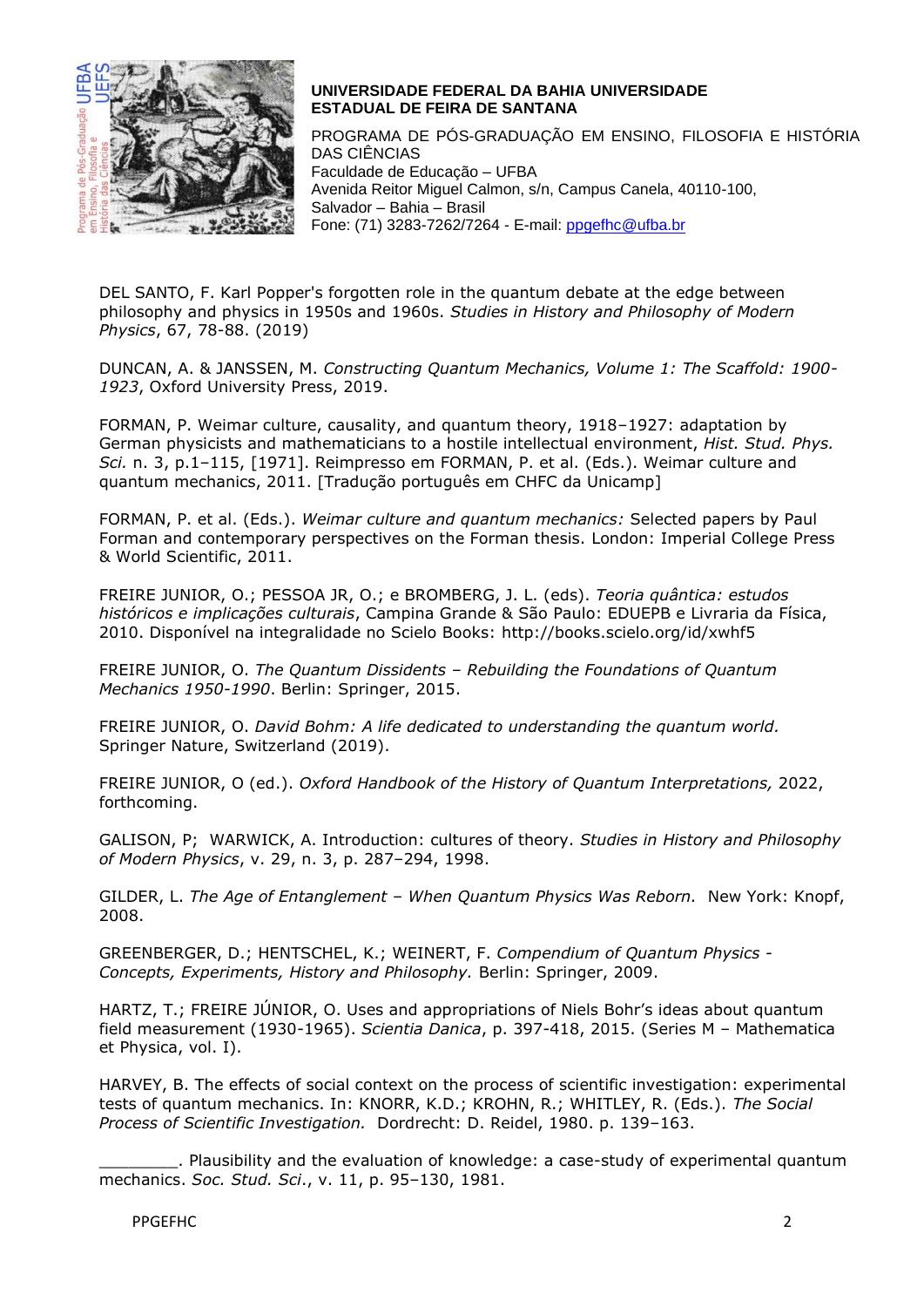DEL SANTO, F. Karl Popper's forgotten role in the quantum debate at the edge between philosophy and physics in 1950s and 1960s. *Studies in History and Philosophy of Modern Physics*, 67, 78-88. (2019)

DUNCAN, A. & JANSSEN, M. *Constructing Quantum Mechanics, Volume 1: The Scaffold: 1900-1923*, Oxford University Press, 2019.

FORMAN, P. Weimar culture, causality, and quantum theory, 1918–1927: adaptation by German physicists and mathematicians to a hostile intellectual environment, *Hist. Stud. Phys. Sci.* n. 3, p.1–115, [1971]. Reimpresso em FORMAN, P. et al. (Eds.). Weimar culture and quantum mechanics, 2011. [Tradução português em CHFC da Unicamp]

FORMAN, P. et al. (Eds.). *Weimar culture and quantum mechanics:* Selected papers by Paul Forman and contemporary perspectives on the Forman thesis. London: Imperial College Press & World Scientific, 2011.

FREIRE JUNIOR, O.; PESSOA JR, O.; e BROMBERG, J. L. (eds). *Teoria quântica: estudos históricos e implicações culturais*, Campina Grande & São Paulo: EDUEPB e Livraria da Física, 2010. Disponível na integralidade no Scielo Books: http://books.scielo.org/id/xwhf5

FREIRE JUNIOR, O. *The Quantum Dissidents – Rebuilding the Foundations of Quantum Mechanics 1950-1990*. Berlin: Springer, 2015.

FREIRE JUNIOR, O. *David Bohm: A life dedicated to understanding the quantum world.* Springer Nature, Switzerland (2019).

FREIRE JUNIOR, O (ed.). *Oxford Handbook of the History of Quantum Interpretations,* 2022, forthcoming.

GALISON, P; WARWICK, A. Introduction: cultures of theory. *Studies in History and Philosophy of Modern Physics*, v. 29, n. 3, p. 287–294, 1998.

GILDER, L. *The Age of Entanglement – When Quantum Physics Was Reborn.* New York: Knopf, 2008.

GREENBERGER, D.; HENTSCHEL, K.; WEINERT, F. *Compendium of Quantum Physics - Concepts, Experiments, History and Philosophy.* Berlin: Springer, 2009.

HARTZ, T.; FREIRE JÚNIOR, O. Uses and appropriations of Niels Bohr's ideas about quantum field measurement (1930-1965). *Scientia Danica*, p. 397-418, 2015. (Series M – Mathematica et Physica, vol. I).

HARVEY, B. The effects of social context on the process of scientific investigation: experimental tests of quantum mechanics. In: KNORR, K.D.; KROHN, R.; WHITLEY, R. (Eds.). *The Social Process of Scientific Investigation.* Dordrecht: D. Reidel, 1980. p. 139–163.

________. Plausibility and the evaluation of knowledge: a case-study of experimental quantum mechanics. *Soc. Stud. Sci.*, v. 11, p. 95–130, 1981.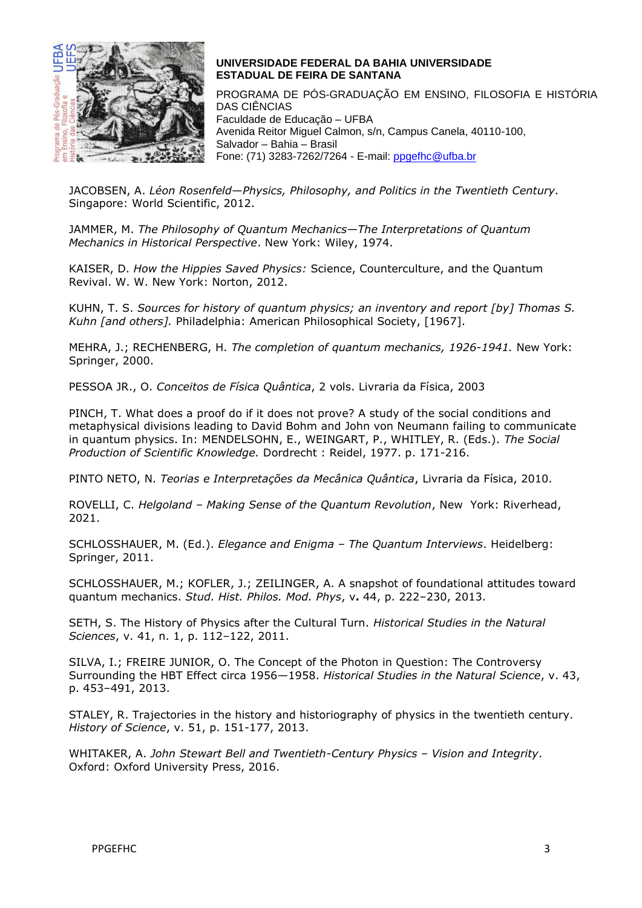JACOBSEN, A. *Léon Rosenfeld—Physics, Philosophy, and Politics in the Twentieth Century*. Singapore: World Scientific, 2012.

JAMMER, M. *The Philosophy of Quantum Mechanics—The Interpretations of Quantum Mechanics in Historical Perspective*. New York: Wiley, 1974.

KAISER, D. *How the Hippies Saved Physics:* Science, Counterculture, and the Quantum Revival. W. W. New York: Norton, 2012.

KUHN, T. S. *Sources for history of quantum physics; an inventory and report [by] Thomas S. Kuhn [and others].* Philadelphia: American Philosophical Society, [1967].

MEHRA, J.; RECHENBERG, H. *The completion of quantum mechanics, 1926-1941.* New York: Springer, 2000.

PESSOA JR., O. *Conceitos de Física Quântica*, 2 vols. Livraria da Física, 2003

PINCH, T. What does a proof do if it does not prove? A study of the social conditions and metaphysical divisions leading to David Bohm and John von Neumann failing to communicate in quantum physics. In: MENDELSOHN, E., WEINGART, P., WHITLEY, R. (Eds.). *The Social Production of Scientific Knowledge.* Dordrecht : Reidel, 1977. p. 171-216.

PINTO NETO, N. *Teorias e Interpretações da Mecânica Quântica*, Livraria da Física, 2010.

ROVELLI, C. *Helgoland – Making Sense of the Quantum Revolution*, New York: Riverhead, 2021.

SCHLOSSHAUER, M. (Ed.). *Elegance and Enigma – The Quantum Interviews*. Heidelberg: Springer, 2011.

SCHLOSSHAUER, M.; KOFLER, J.; ZEILINGER, A. A snapshot of foundational attitudes toward quantum mechanics. *Stud. Hist. Philos. Mod. Phys*, v**.** 44, p. 222–230, 2013.

SETH, S. The History of Physics after the Cultural Turn. *Historical Studies in the Natural Sciences*, v. 41, n. 1, p. 112–122, 2011.

SILVA, I.; FREIRE JUNIOR, O. The Concept of the Photon in Question: The Controversy Surrounding the HBT Effect circa 1956—1958. *Historical Studies in the Natural Science*, v. 43, p. 453–491, 2013.

STALEY, R. Trajectories in the history and historiography of physics in the twentieth century. *History of Science*, v. 51, p. 151-177, 2013.

WHITAKER, A. *John Stewart Bell and Twentieth-Century Physics – Vision and Integrity*. Oxford: Oxford University Press, 2016.